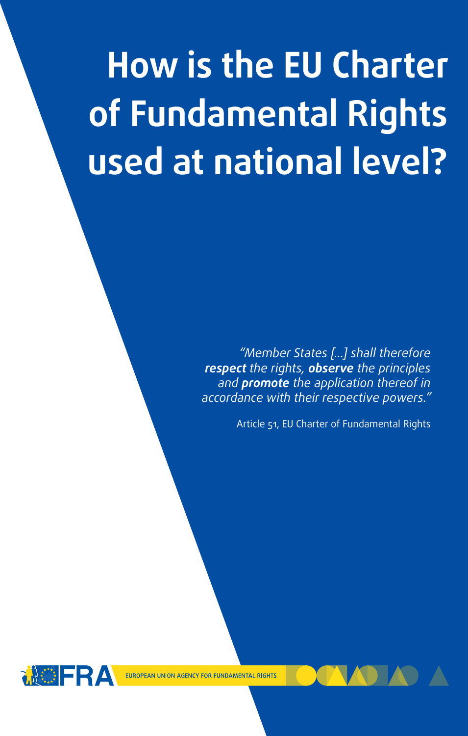# How is the EU Charter of Fundamental Rights used at national level?

> *"Member States [...] shall therefore* ***respect*** *the rights,* ***observe*** *the principles and* ***promote*** *the application thereof in accordance with their respective powers."*
>
> Article 51, EU Charter of Fundamental Rights

FRA

EUROPEAN UNION AGENCY FOR FUNDAMENTAL RIGHTS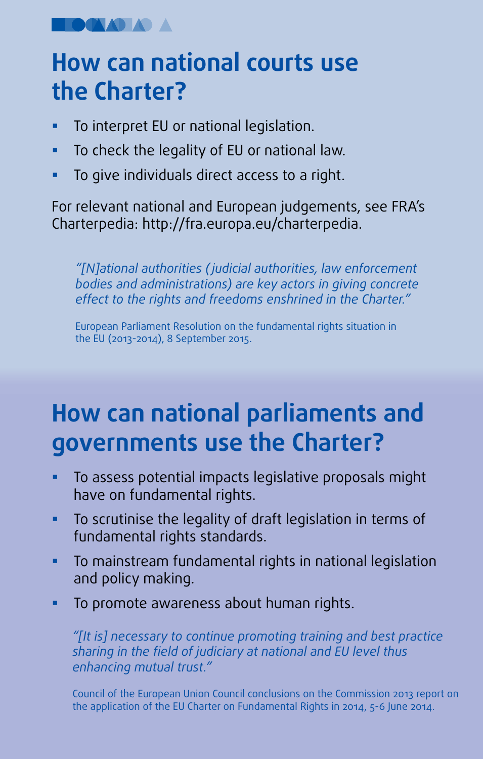## How can national courts use the Charter?

- To interpret EU or national legislation.
- To check the legality of EU or national law.
- To give individuals direct access to a right.

For relevant national and European judgements, see FRA's Charterpedia: http://fra.europa.eu/charterpedia.

> *"[N]ational authorities (judicial authorities, law enforcement bodies and administrations) are key actors in giving concrete effect to the rights and freedoms enshrined in the Charter."*
>
> European Parliament Resolution on the fundamental rights situation in the EU (2013-2014), 8 September 2015.

## How can national parliaments and governments use the Charter?

- To assess potential impacts legislative proposals might have on fundamental rights.
- To scrutinise the legality of draft legislation in terms of fundamental rights standards.
- To mainstream fundamental rights in national legislation and policy making.
- To promote awareness about human rights.

> *"[It is] necessary to continue promoting training and best practice sharing in the field of judiciary at national and EU level thus enhancing mutual trust."*
>
> Council of the European Union Council conclusions on the Commission 2013 report on the application of the EU Charter on Fundamental Rights in 2014, 5-6 June 2014.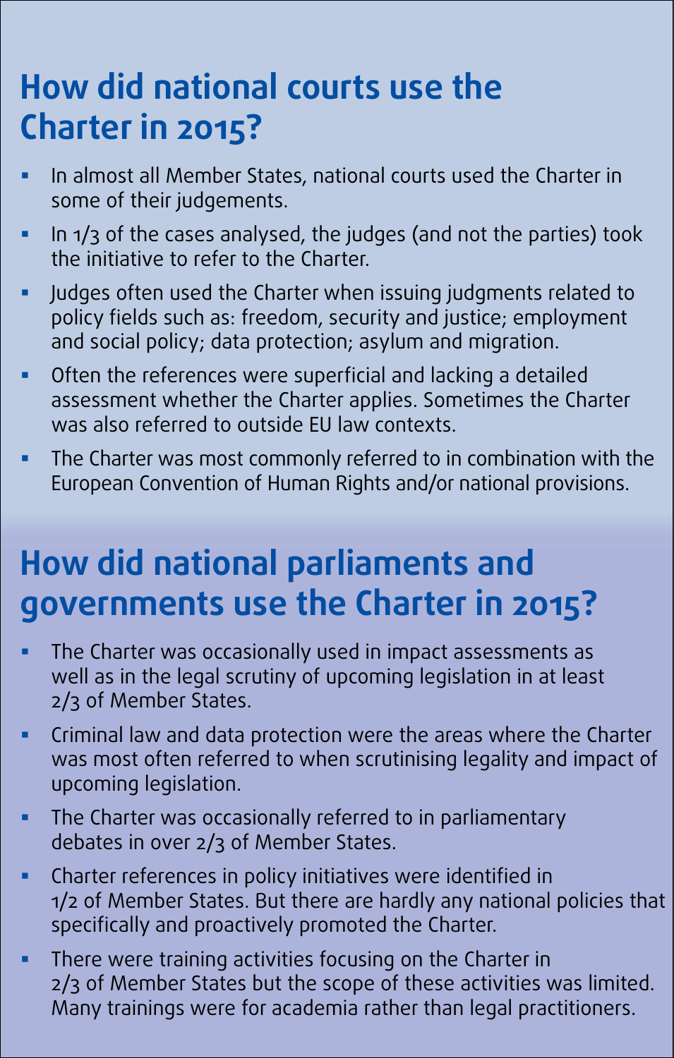## How did national courts use the Charter in 2015?

- In almost all Member States, national courts used the Charter in some of their judgements.
- In 1/3 of the cases analysed, the judges (and not the parties) took the initiative to refer to the Charter.
- Judges often used the Charter when issuing judgments related to policy fields such as: freedom, security and justice; employment and social policy; data protection; asylum and migration.
- Often the references were superficial and lacking a detailed assessment whether the Charter applies. Sometimes the Charter was also referred to outside EU law contexts.
- The Charter was most commonly referred to in combination with the European Convention of Human Rights and/or national provisions.

## How did national parliaments and governments use the Charter in 2015?

- The Charter was occasionally used in impact assessments as well as in the legal scrutiny of upcoming legislation in at least 2/3 of Member States.
- Criminal law and data protection were the areas where the Charter was most often referred to when scrutinising legality and impact of upcoming legislation.
- The Charter was occasionally referred to in parliamentary debates in over 2/3 of Member States.
- Charter references in policy initiatives were identified in 1/2 of Member States. But there are hardly any national policies that specifically and proactively promoted the Charter.
- There were training activities focusing on the Charter in 2/3 of Member States but the scope of these activities was limited. Many trainings were for academia rather than legal practitioners.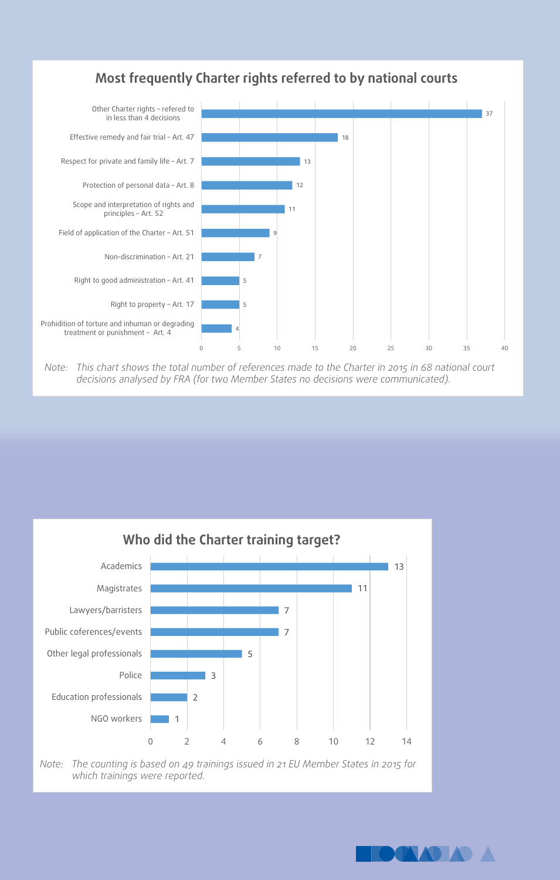## Most frequently Charter rights referred to by national courts

| Charter right | Number of references |
|---|---|
| Other Charter rights – refered to in less than 4 decisions | 37 |
| Effective remedy and fair trial – Art. 47 | 18 |
| Respect for private and family life – Art. 7 | 13 |
| Protection of personal data – Art. 8 | 12 |
| Scope and interpretation of rights and principles – Art. 52 | 11 |
| Field of application of the Charter – Art. 51 | 9 |
| Non-discrimination – Art. 21 | 7 |
| Right to good administration – Art. 41 | 5 |
| Right to property – Art. 17 | 5 |
| Prohibition of torture and inhuman or degrading treatment or punishment – Art. 4 | 4 |

Note: *This chart shows the total number of references made to the Charter in 2015 in 68 national court decisions analysed by FRA (for two Member States no decisions were communicated).*

## Who did the Charter training target?

| Target group | Number |
|---|---|
| Academics | 13 |
| Magistrates | 11 |
| Lawyers/barristers | 7 |
| Public coferences/events | 7 |
| Other legal professionals | 5 |
| Police | 3 |
| Education professionals | 2 |
| NGO workers | 1 |

Note: *The counting is based on 49 trainings issued in 21 EU Member States in 2015 for which trainings were reported.*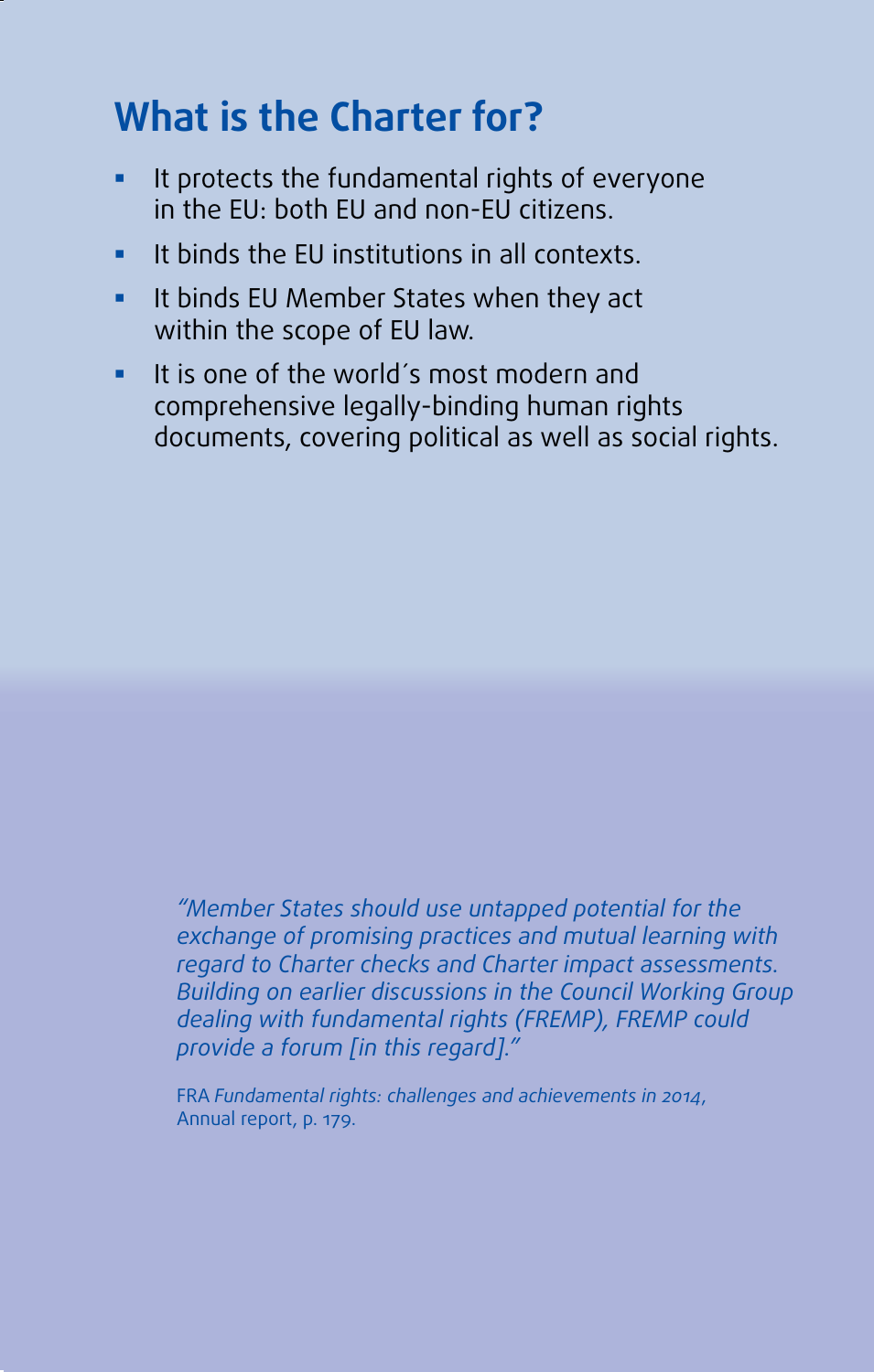## What is the Charter for?

- It protects the fundamental rights of everyone in the EU: both EU and non-EU citizens.
- It binds the EU institutions in all contexts.
- It binds EU Member States when they act within the scope of EU law.
- It is one of the world´s most modern and comprehensive legally-binding human rights documents, covering political as well as social rights.

> *"Member States should use untapped potential for the exchange of promising practices and mutual learning with regard to Charter checks and Charter impact assessments. Building on earlier discussions in the Council Working Group dealing with fundamental rights (FREMP), FREMP could provide a forum [in this regard]."*
>
> FRA *Fundamental rights: challenges and achievements in 2014*, Annual report, p. 179.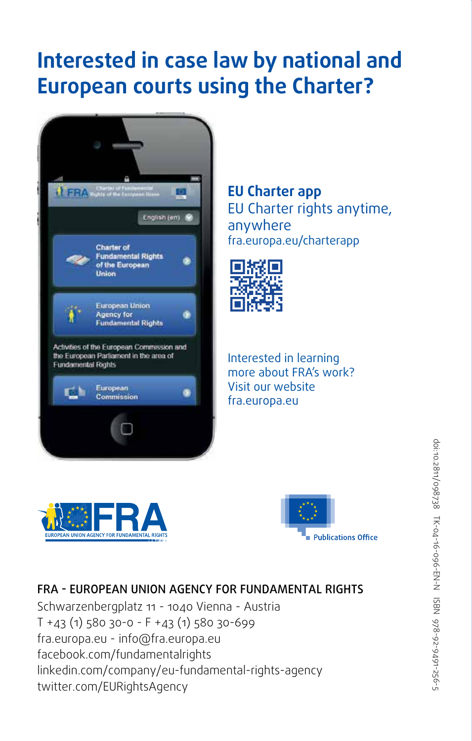# Interested in case law by national and European courts using the Charter?

**EU Charter app**
EU Charter rights anytime, anywhere
fra.europa.eu/charterapp

Interested in learning more about FRA's work?
Visit our website
fra.europa.eu

FRA - EUROPEAN UNION AGENCY FOR FUNDAMENTAL RIGHTS
Schwarzenbergplatz 11 - 1040 Vienna - Austria
T +43 (1) 580 30-0 - F +43 (1) 580 30-699
fra.europa.eu - info@fra.europa.eu
facebook.com/fundamentalrights
linkedin.com/company/eu-fundamental-rights-agency
twitter.com/EURightsAgency

doi:10.2811/098738 TK-04-16-096-EN-N ISBN 978-92-9491-256-5